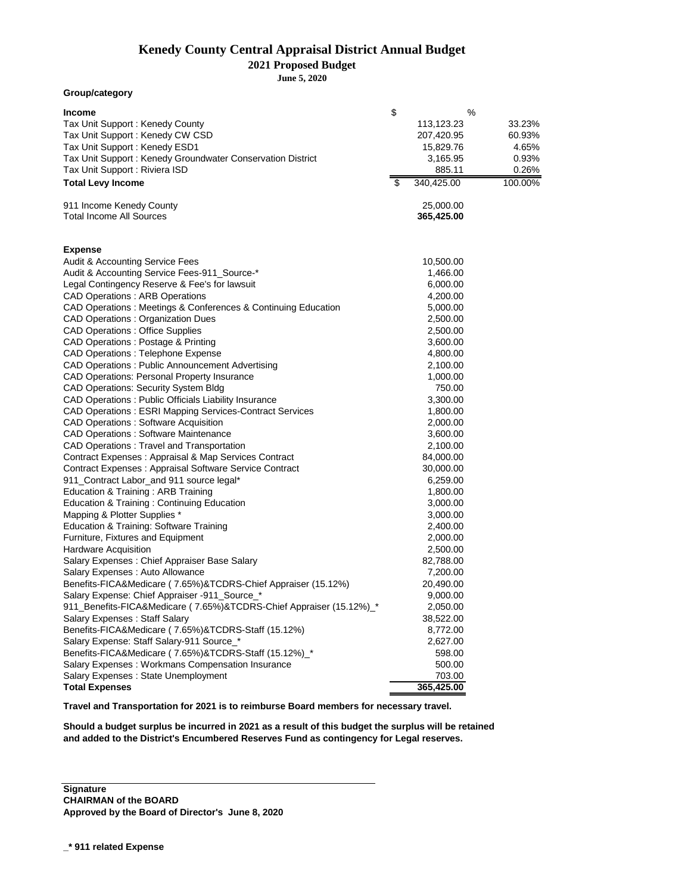# Kenedy County Central Appraisal District Annual Budget

## 2021 Proposed Budget

**June 5, 2020**

**Group/category**

| Income | $ | % |
|---|---|---|
| Tax Unit Support : Kenedy County | 113,123.23 | 33.23% |
| Tax Unit Support : Kenedy CW CSD | 207,420.95 | 60.93% |
| Tax Unit Support : Kenedy ESD1 | 15,829.76 | 4.65% |
| Tax Unit Support : Kenedy Groundwater Conservation District | 3,165.95 | 0.93% |
| Tax Unit Support : Riviera ISD | 885.11 | 0.26% |
| **Total Levy Income** | $ 340,425.00 | 100.00% |
| | | |
| 911 Income Kenedy County | 25,000.00 | |
| Total Income All Sources | **365,425.00** | |

| Expense | |
|---|---|
| Audit & Accounting Service Fees | 10,500.00 |
| Audit & Accounting Service Fees-911_Source-* | 1,466.00 |
| Legal Contingency Reserve & Fee's for lawsuit | 6,000.00 |
| CAD Operations : ARB Operations | 4,200.00 |
| CAD Operations : Meetings & Conferences & Continuing Education | 5,000.00 |
| CAD Operations : Organization Dues | 2,500.00 |
| CAD Operations : Office Supplies | 2,500.00 |
| CAD Operations : Postage & Printing | 3,600.00 |
| CAD Operations : Telephone Expense | 4,800.00 |
| CAD Operations : Public Announcement Advertising | 2,100.00 |
| CAD Operations: Personal Property Insurance | 1,000.00 |
| CAD Operations: Security System Bldg | 750.00 |
| CAD Operations : Public Officials Liability Insurance | 3,300.00 |
| CAD Operations : ESRI Mapping Services-Contract Services | 1,800.00 |
| CAD Operations : Software Acquisition | 2,000.00 |
| CAD Operations : Software Maintenance | 3,600.00 |
| CAD Operations : Travel and Transportation | 2,100.00 |
| Contract Expenses : Appraisal & Map Services Contract | 84,000.00 |
| Contract Expenses : Appraisal Software Service Contract | 30,000.00 |
| 911_Contract Labor_and 911 source legal* | 6,259.00 |
| Education & Training : ARB Training | 1,800.00 |
| Education & Training : Continuing Education | 3,000.00 |
| Mapping & Plotter Supplies * | 3,000.00 |
| Education & Training: Software Training | 2,400.00 |
| Furniture, Fixtures and Equipment | 2,000.00 |
| Hardware Acquisition | 2,500.00 |
| Salary Expenses : Chief Appraiser Base Salary | 82,788.00 |
| Salary Expenses : Auto Allowance | 7,200.00 |
| Benefits-FICA&Medicare ( 7.65%)&TCDRS-Chief Appraiser (15.12%) | 20,490.00 |
| Salary Expense: Chief Appraiser -911_Source_* | 9,000.00 |
| 911_Benefits-FICA&Medicare ( 7.65%)&TCDRS-Chief Appraiser (15.12%)_* | 2,050.00 |
| Salary Expenses : Staff Salary | 38,522.00 |
| Benefits-FICA&Medicare ( 7.65%)&TCDRS-Staff (15.12%) | 8,772.00 |
| Salary Expense: Staff Salary-911 Source_* | 2,627.00 |
| Benefits-FICA&Medicare ( 7.65%)&TCDRS-Staff (15.12%)_* | 598.00 |
| Salary Expenses : Workmans Compensation Insurance | 500.00 |
| Salary Expenses : State Unemployment | 703.00 |
| **Total Expenses** | **365,425.00** |

**Travel and Transportation for 2021 is to reimburse Board members for necessary travel.**

**Should a budget surplus be incurred in 2021 as a result of this budget the surplus will be retained and added to the District's Encumbered Reserves Fund as contingency for Legal reserves.**

**Signature**
**CHAIRMAN of the BOARD**
**Approved by the Board of Director's June 8, 2020**

**_* 911 related Expense**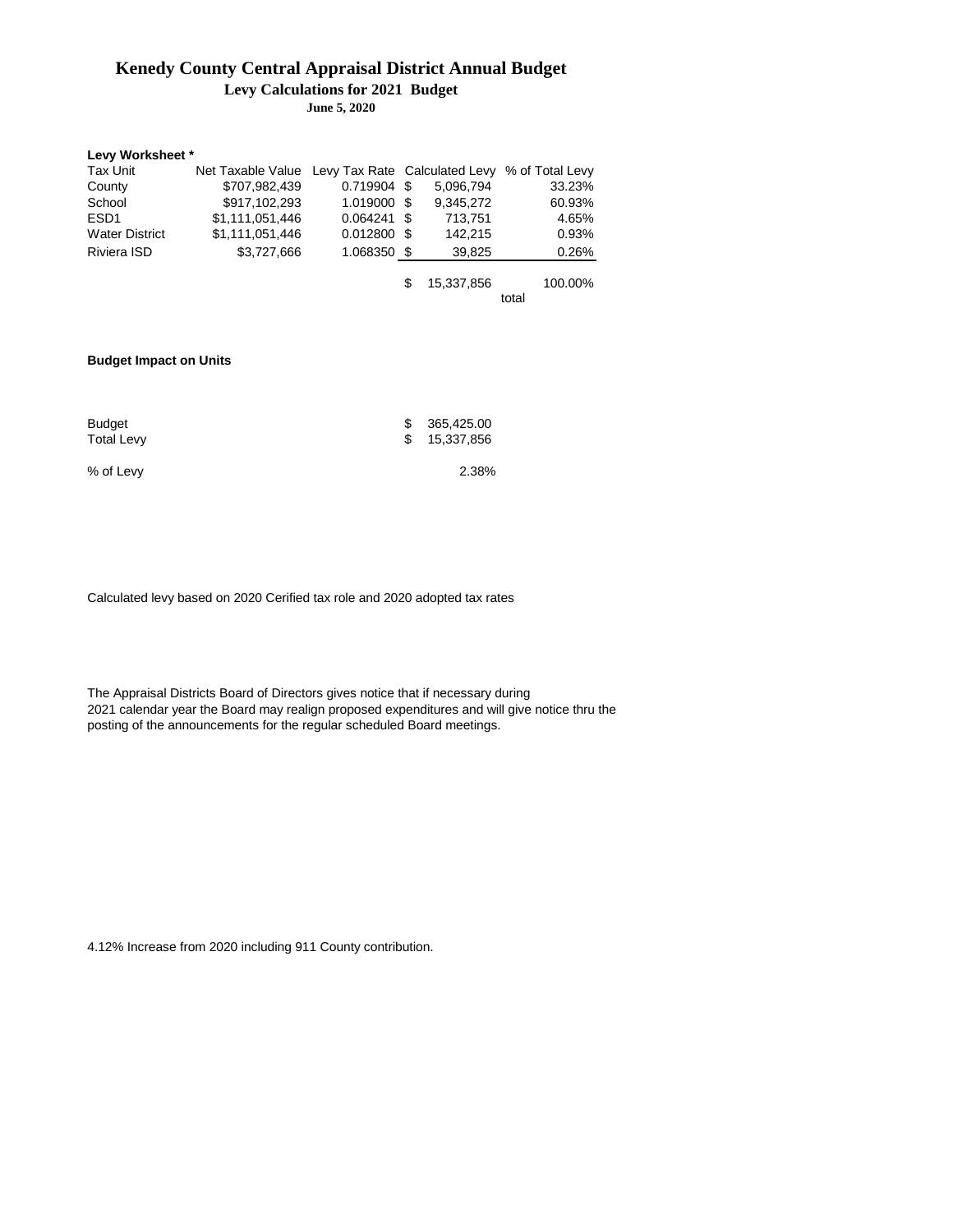# Kenedy County Central Appraisal District Annual Budget

## Levy Calculations for 2021 Budget

**June 5, 2020**

**Levy Worksheet ***

| Tax Unit | Net Taxable Value | Levy Tax Rate | Calculated Levy | % of Total Levy |
|---|---|---|---|---|
| County | $707,982,439 | 0.719904 | $ 5,096,794 | 33.23% |
| School | $917,102,293 | 1.019000 | $ 9,345,272 | 60.93% |
| ESD1 | $1,111,051,446 | 0.064241 | $ 713,751 | 4.65% |
| Water District | $1,111,051,446 | 0.012800 | $ 142,215 | 0.93% |
| Riviera ISD | $3,727,666 | 1.068350 | $ 39,825 | 0.26% |
| | | | $ 15,337,856 | 100.00% |
| | | | | total |

**Budget Impact on Units**

| | |
|---|---|
| Budget | $ 365,425.00 |
| Total Levy | $ 15,337,856 |
| % of Levy | 2.38% |

Calculated levy based on 2020 Cerified tax role and 2020 adopted tax rates

The Appraisal Districts Board of Directors gives notice that if necessary during 2021 calendar year the Board may realign proposed expenditures and will give notice thru the posting of the announcements for the regular scheduled Board meetings.

4.12% Increase from 2020 including 911 County contribution.